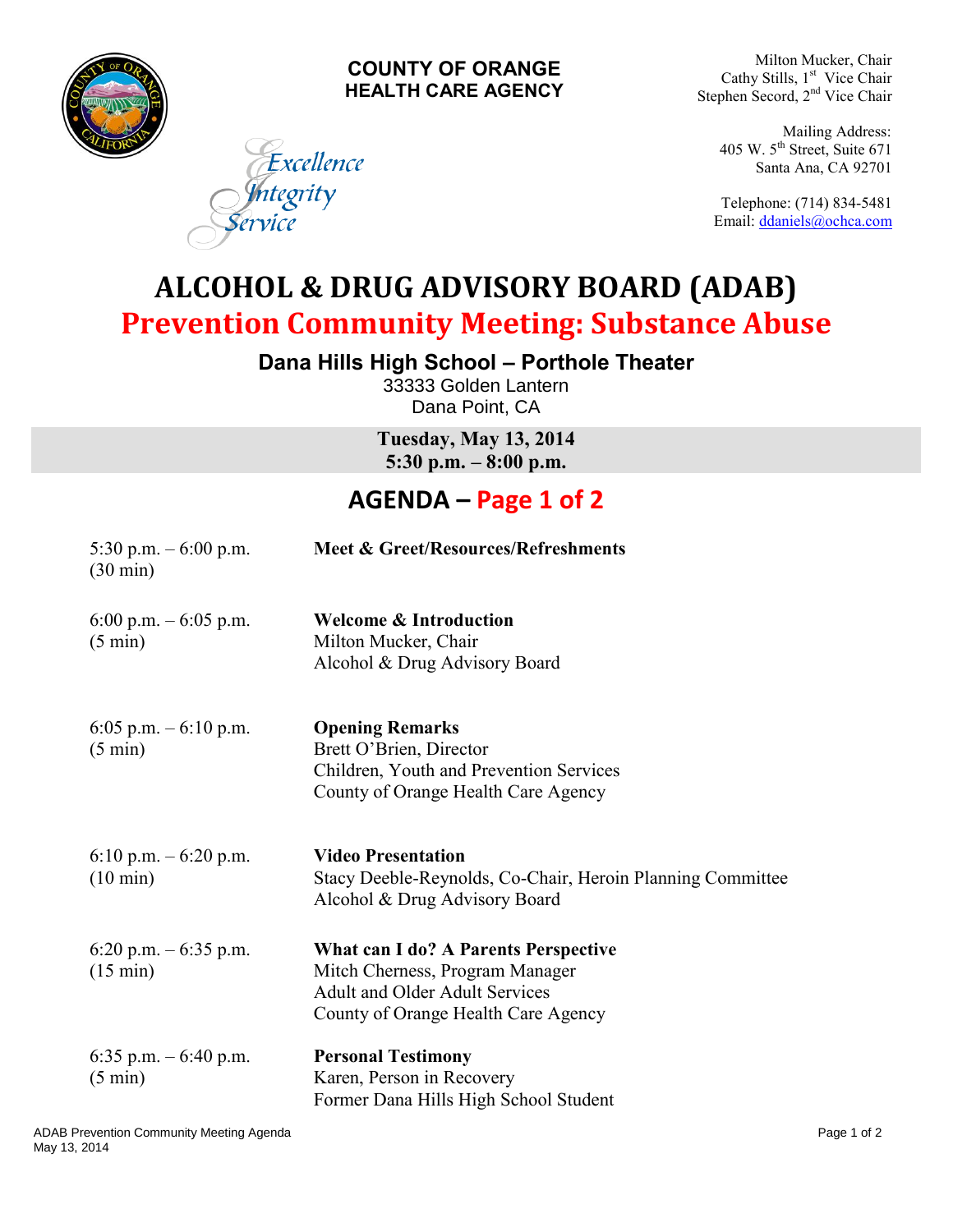**COUNTY OF ORANGE**
**HEALTH CARE AGENCY**

*Excellence*
*Integrity*
*Service*

Milton Mucker, Chair
Cathy Stills, 1st Vice Chair
Stephen Secord, 2nd Vice Chair

Mailing Address:
405 W. 5th Street, Suite 671
Santa Ana, CA 92701

Telephone: (714) 834-5481
Email: ddaniels@ochca.com

# ALCOHOL & DRUG ADVISORY BOARD (ADAB)

## Prevention Community Meeting: Substance Abuse

### Dana Hills High School – Porthole Theater

33333 Golden Lantern
Dana Point, CA

**Tuesday, May 13, 2014**
**5:30 p.m. – 8:00 p.m.**

## AGENDA – Page 1 of 2

| Time | Item |
|---|---|
| 5:30 p.m. – 6:00 p.m. (30 min) | **Meet & Greet/Resources/Refreshments** |
| 6:00 p.m. – 6:05 p.m. (5 min) | **Welcome & Introduction**<br>Milton Mucker, Chair<br>Alcohol & Drug Advisory Board |
| 6:05 p.m. – 6:10 p.m. (5 min) | **Opening Remarks**<br>Brett O'Brien, Director<br>Children, Youth and Prevention Services<br>County of Orange Health Care Agency |
| 6:10 p.m. – 6:20 p.m. (10 min) | **Video Presentation**<br>Stacy Deeble-Reynolds, Co-Chair, Heroin Planning Committee<br>Alcohol & Drug Advisory Board |
| 6:20 p.m. – 6:35 p.m. (15 min) | **What can I do? A Parents Perspective**<br>Mitch Cherness, Program Manager<br>Adult and Older Adult Services<br>County of Orange Health Care Agency |
| 6:35 p.m. – 6:40 p.m. (5 min) | **Personal Testimony**<br>Karen, Person in Recovery<br>Former Dana Hills High School Student |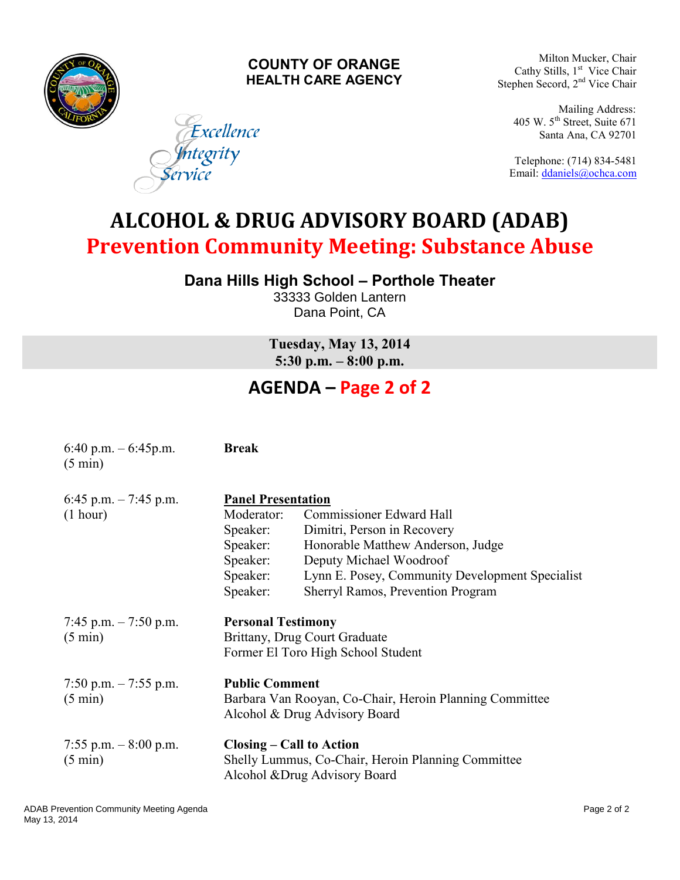**COUNTY OF ORANGE**
**HEALTH CARE AGENCY**

*Excellence*
*Integrity*
*Service*

Milton Mucker, Chair
Cathy Stills, 1st Vice Chair
Stephen Secord, 2nd Vice Chair

Mailing Address:
405 W. 5th Street, Suite 671
Santa Ana, CA 92701

Telephone: (714) 834-5481
Email: ddaniels@ochca.com

# ALCOHOL & DRUG ADVISORY BOARD (ADAB)

## Prevention Community Meeting: Substance Abuse

### Dana Hills High School – Porthole Theater

33333 Golden Lantern
Dana Point, CA

**Tuesday, May 13, 2014**
**5:30 p.m. – 8:00 p.m.**

## AGENDA – Page 2 of 2

| | |
|---|---|
| 6:40 p.m. – 6:45p.m.<br>(5 min) | **Break** |
| 6:45 p.m. – 7:45 p.m.<br>(1 hour) | **Panel Presentation**<br>Moderator: Commissioner Edward Hall<br>Speaker: Dimitri, Person in Recovery<br>Speaker: Honorable Matthew Anderson, Judge<br>Speaker: Deputy Michael Woodroof<br>Speaker: Lynn E. Posey, Community Development Specialist<br>Speaker: Sherryl Ramos, Prevention Program |
| 7:45 p.m. – 7:50 p.m.<br>(5 min) | **Personal Testimony**<br>Brittany, Drug Court Graduate<br>Former El Toro High School Student |
| 7:50 p.m. – 7:55 p.m.<br>(5 min) | **Public Comment**<br>Barbara Van Rooyan, Co-Chair, Heroin Planning Committee<br>Alcohol & Drug Advisory Board |
| 7:55 p.m. – 8:00 p.m.<br>(5 min) | **Closing – Call to Action**<br>Shelly Lummus, Co-Chair, Heroin Planning Committee<br>Alcohol &Drug Advisory Board |